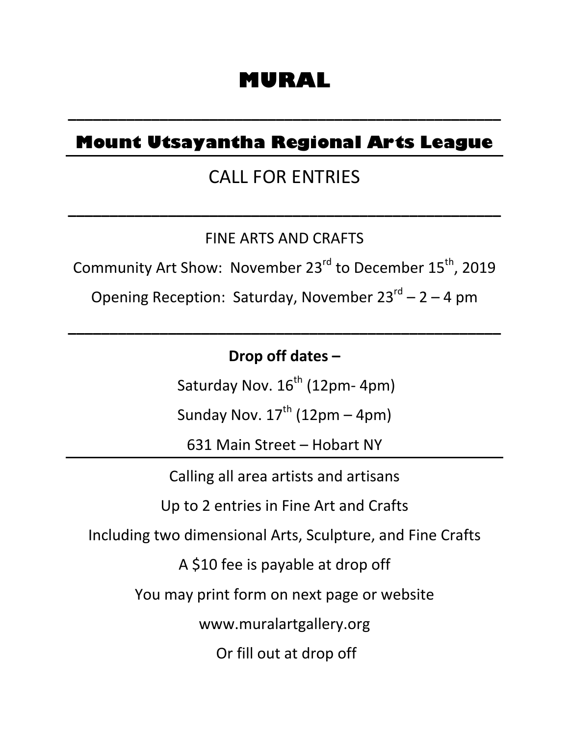# MURAL

---

## Mount Utsayantha Regional Arts League

CALL FOR ENTRIES

---

FINE ARTS AND CRAFTS

Community Art Show: November 23rd to December 15th, 2019

Opening Reception: Saturday, November 23rd – 2 – 4 pm

---

**Drop off dates –**

Saturday Nov. 16th (12pm- 4pm)

Sunday Nov. 17th (12pm – 4pm)

631 Main Street – Hobart NY

---

Calling all area artists and artisans

Up to 2 entries in Fine Art and Crafts

Including two dimensional Arts, Sculpture, and Fine Crafts

A $10 fee is payable at drop off

You may print form on next page or website

www.muralartgallery.org

Or fill out at drop off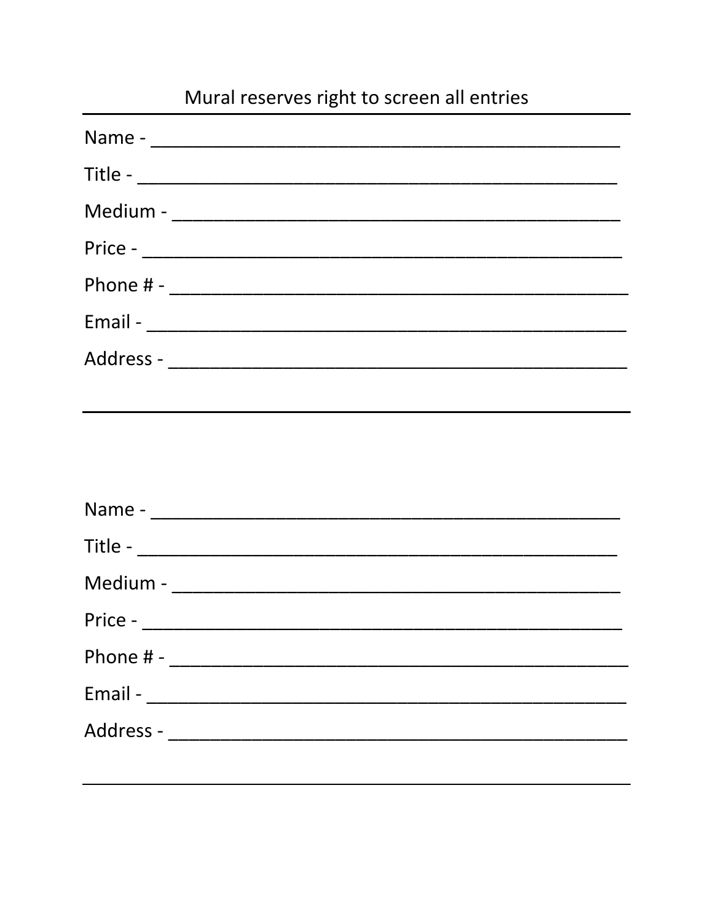Mural reserves right to screen all entries

---

Name - ______________________________________________

Title - ______________________________________________

Medium - ____________________________________________

Price - ______________________________________________

Phone # - ____________________________________________

Email - ______________________________________________

Address - ____________________________________________

---

Name - ______________________________________________

Title - ______________________________________________

Medium - ____________________________________________

Price - ______________________________________________

Phone # - ____________________________________________

Email - ______________________________________________

Address - ____________________________________________

---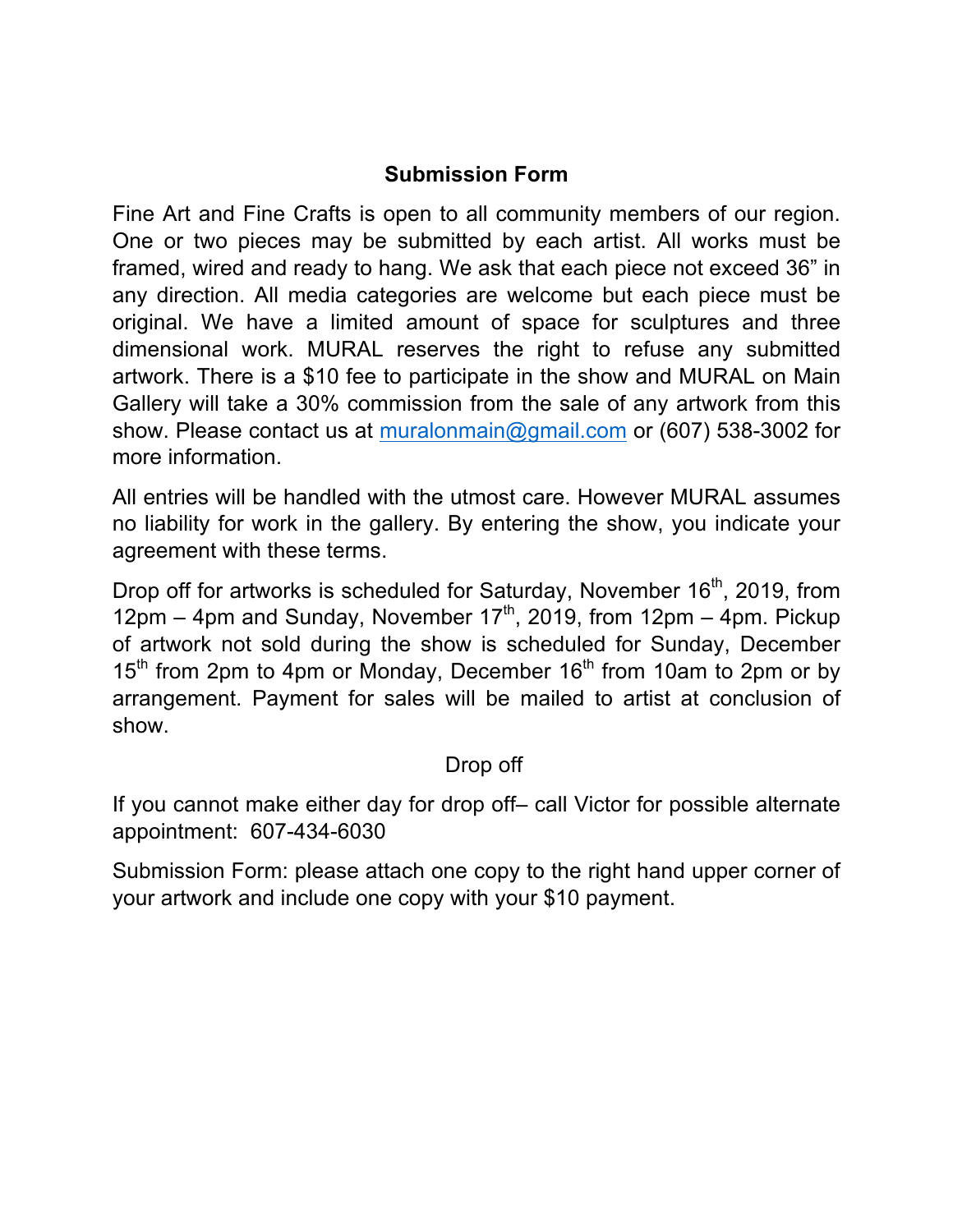## Submission Form

Fine Art and Fine Crafts is open to all community members of our region. One or two pieces may be submitted by each artist. All works must be framed, wired and ready to hang. We ask that each piece not exceed 36" in any direction. All media categories are welcome but each piece must be original. We have a limited amount of space for sculptures and three dimensional work. MURAL reserves the right to refuse any submitted artwork. There is a $10 fee to participate in the show and MURAL on Main Gallery will take a 30% commission from the sale of any artwork from this show. Please contact us at muralonmain@gmail.com or (607) 538-3002 for more information.

All entries will be handled with the utmost care. However MURAL assumes no liability for work in the gallery. By entering the show, you indicate your agreement with these terms.

Drop off for artworks is scheduled for Saturday, November 16th, 2019, from 12pm – 4pm and Sunday, November 17th, 2019, from 12pm – 4pm. Pickup of artwork not sold during the show is scheduled for Sunday, December 15th from 2pm to 4pm or Monday, December 16th from 10am to 2pm or by arrangement. Payment for sales will be mailed to artist at conclusion of show.

Drop off

If you cannot make either day for drop off– call Victor for possible alternate appointment: 607-434-6030

Submission Form: please attach one copy to the right hand upper corner of your artwork and include one copy with your $10 payment.